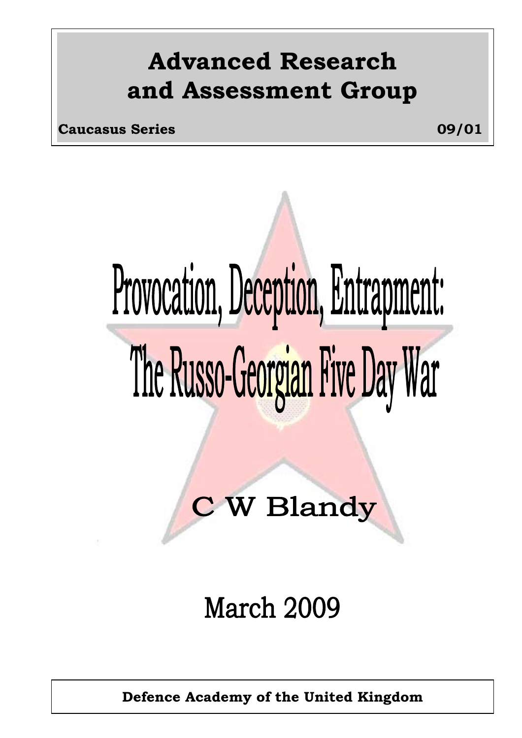# Advanced Research and Assessment Group

**Caucasus Series** **09/01**

# Provocation, Deception, Entrapment: The Russo-Georgian Five Day War

C W Blandy

March 2009

**Defence Academy of the United Kingdom**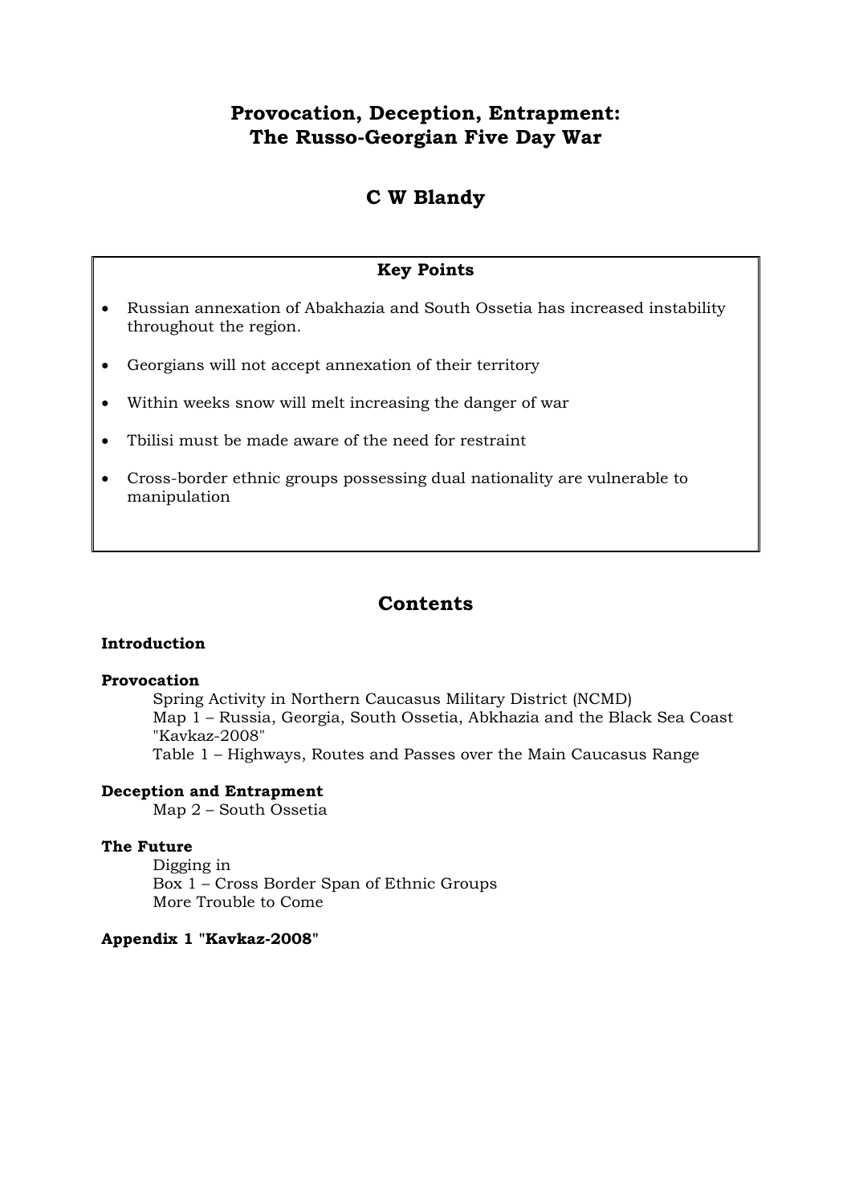# Provocation, Deception, Entrapment: The Russo-Georgian Five Day War

## C W Blandy

### Key Points

- Russian annexation of Abakhazia and South Ossetia has increased instability throughout the region.
- Georgians will not accept annexation of their territory
- Within weeks snow will melt increasing the danger of war
- Tbilisi must be made aware of the need for restraint
- Cross-border ethnic groups possessing dual nationality are vulnerable to manipulation

## Contents

**Introduction**

**Provocation**

- Spring Activity in Northern Caucasus Military District (NCMD)
- Map 1 – Russia, Georgia, South Ossetia, Abkhazia and the Black Sea Coast
- "Kavkaz-2008"
- Table 1 – Highways, Routes and Passes over the Main Caucasus Range

**Deception and Entrapment**

- Map 2 – South Ossetia

**The Future**

- Digging in
- Box 1 – Cross Border Span of Ethnic Groups
- More Trouble to Come

**Appendix 1 "Kavkaz-2008"**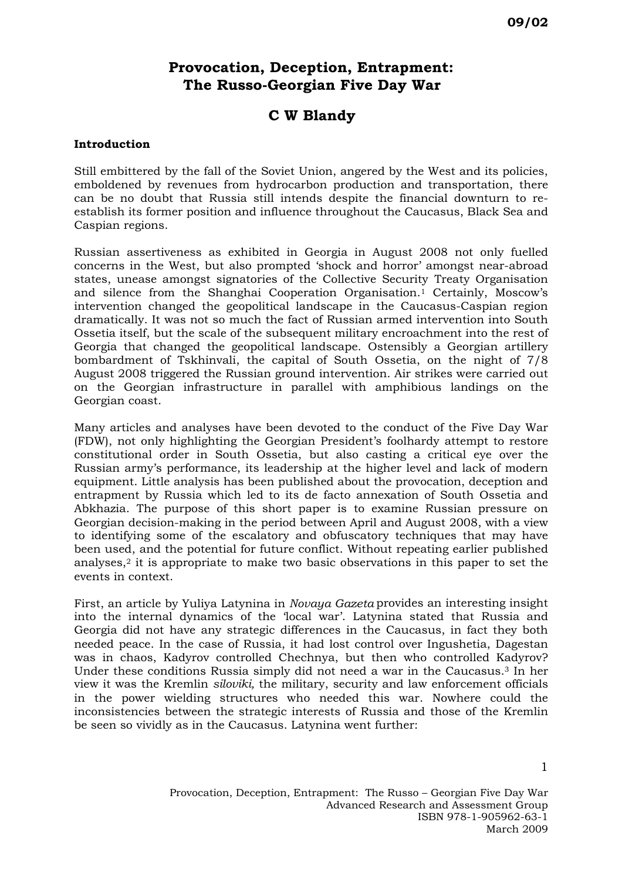# Provocation, Deception, Entrapment: The Russo-Georgian Five Day War

## C W Blandy

### Introduction

Still embittered by the fall of the Soviet Union, angered by the West and its policies, emboldened by revenues from hydrocarbon production and transportation, there can be no doubt that Russia still intends despite the financial downturn to re-establish its former position and influence throughout the Caucasus, Black Sea and Caspian regions.

Russian assertiveness as exhibited in Georgia in August 2008 not only fuelled concerns in the West, but also prompted 'shock and horror' amongst near-abroad states, unease amongst signatories of the Collective Security Treaty Organisation and silence from the Shanghai Cooperation Organisation.[1] Certainly, Moscow's intervention changed the geopolitical landscape in the Caucasus-Caspian region dramatically. It was not so much the fact of Russian armed intervention into South Ossetia itself, but the scale of the subsequent military encroachment into the rest of Georgia that changed the geopolitical landscape. Ostensibly a Georgian artillery bombardment of Tskhinvali, the capital of South Ossetia, on the night of 7/8 August 2008 triggered the Russian ground intervention. Air strikes were carried out on the Georgian infrastructure in parallel with amphibious landings on the Georgian coast.

Many articles and analyses have been devoted to the conduct of the Five Day War (FDW), not only highlighting the Georgian President's foolhardy attempt to restore constitutional order in South Ossetia, but also casting a critical eye over the Russian army's performance, its leadership at the higher level and lack of modern equipment. Little analysis has been published about the provocation, deception and entrapment by Russia which led to its de facto annexation of South Ossetia and Abkhazia. The purpose of this short paper is to examine Russian pressure on Georgian decision-making in the period between April and August 2008, with a view to identifying some of the escalatory and obfuscatory techniques that may have been used, and the potential for future conflict. Without repeating earlier published analyses,[2] it is appropriate to make two basic observations in this paper to set the events in context.

First, an article by Yuliya Latynina in *Novaya Gazeta* provides an interesting insight into the internal dynamics of the 'local war'. Latynina stated that Russia and Georgia did not have any strategic differences in the Caucasus, in fact they both needed peace. In the case of Russia, it had lost control over Ingushetia, Dagestan was in chaos, Kadyrov controlled Chechnya, but then who controlled Kadyrov? Under these conditions Russia simply did not need a war in the Caucasus.[3] In her view it was the Kremlin *siloviki,* the military, security and law enforcement officials in the power wielding structures who needed this war. Nowhere could the inconsistencies between the strategic interests of Russia and those of the Kremlin be seen so vividly as in the Caucasus. Latynina went further: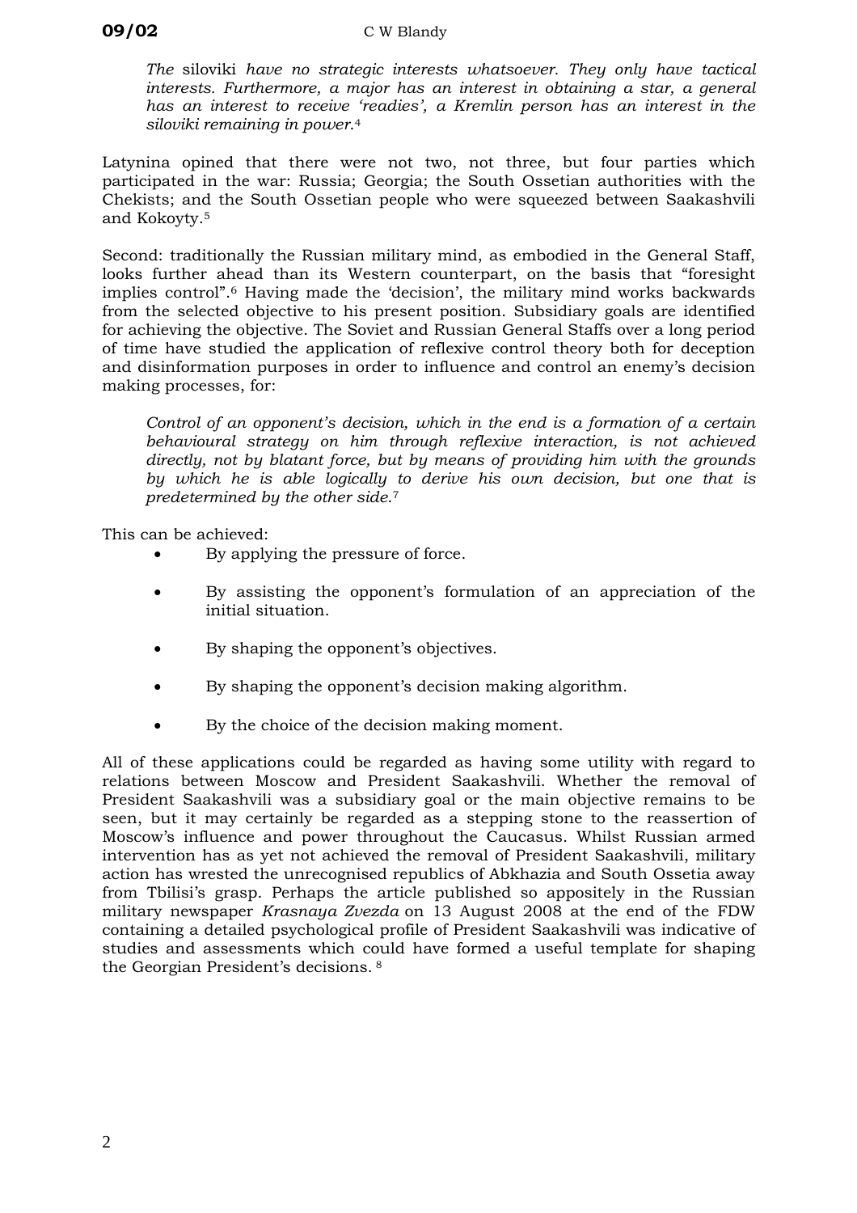> *The* siloviki *have no strategic interests whatsoever. They only have tactical interests. Furthermore, a major has an interest in obtaining a star, a general has an interest to receive 'readies', a Kremlin person has an interest in the siloviki remaining in power.*[4]

Latynina opined that there were not two, not three, but four parties which participated in the war: Russia; Georgia; the South Ossetian authorities with the Chekists; and the South Ossetian people who were squeezed between Saakashvili and Kokoyty.[5]

Second: traditionally the Russian military mind, as embodied in the General Staff, looks further ahead than its Western counterpart, on the basis that "foresight implies control".[6] Having made the 'decision', the military mind works backwards from the selected objective to his present position. Subsidiary goals are identified for achieving the objective. The Soviet and Russian General Staffs over a long period of time have studied the application of reflexive control theory both for deception and disinformation purposes in order to influence and control an enemy's decision making processes, for:

> *Control of an opponent's decision, which in the end is a formation of a certain behavioural strategy on him through reflexive interaction, is not achieved directly, not by blatant force, but by means of providing him with the grounds by which he is able logically to derive his own decision, but one that is predetermined by the other side.*[7]

This can be achieved:

- By applying the pressure of force.
- By assisting the opponent's formulation of an appreciation of the initial situation.
- By shaping the opponent's objectives.
- By shaping the opponent's decision making algorithm.
- By the choice of the decision making moment.

All of these applications could be regarded as having some utility with regard to relations between Moscow and President Saakashvili. Whether the removal of President Saakashvili was a subsidiary goal or the main objective remains to be seen, but it may certainly be regarded as a stepping stone to the reassertion of Moscow's influence and power throughout the Caucasus. Whilst Russian armed intervention has as yet not achieved the removal of President Saakashvili, military action has wrested the unrecognised republics of Abkhazia and South Ossetia away from Tbilisi's grasp. Perhaps the article published so appositely in the Russian military newspaper *Krasnaya Zvezda* on 13 August 2008 at the end of the FDW containing a detailed psychological profile of President Saakashvili was indicative of studies and assessments which could have formed a useful template for shaping the Georgian President's decisions.[8]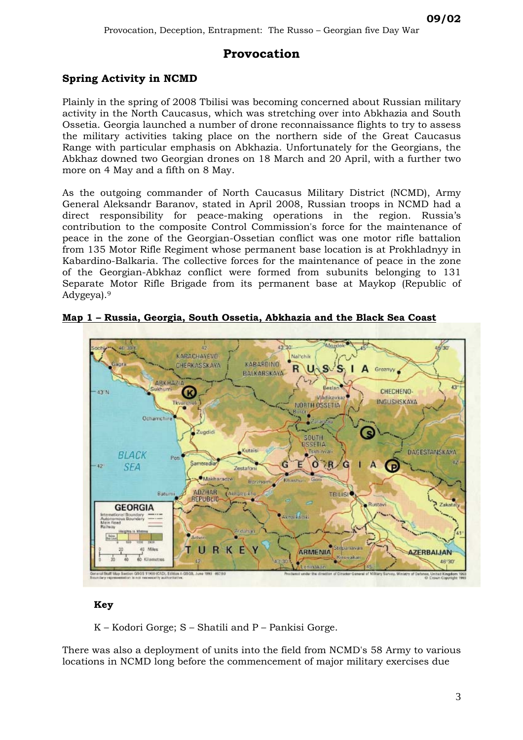# Provocation

## Spring Activity in NCMD

Plainly in the spring of 2008 Tbilisi was becoming concerned about Russian military activity in the North Caucasus, which was stretching over into Abkhazia and South Ossetia. Georgia launched a number of drone reconnaissance flights to try to assess the military activities taking place on the northern side of the Great Caucasus Range with particular emphasis on Abkhazia. Unfortunately for the Georgians, the Abkhaz downed two Georgian drones on 18 March and 20 April, with a further two more on 4 May and a fifth on 8 May.

As the outgoing commander of North Caucasus Military District (NCMD), Army General Aleksandr Baranov, stated in April 2008, Russian troops in NCMD had a direct responsibility for peace-making operations in the region. Russia's contribution to the composite Control Commission's force for the maintenance of peace in the zone of the Georgian-Ossetian conflict was one motor rifle battalion from 135 Motor Rifle Regiment whose permanent base location is at Prokhladnyy in Kabardino-Balkaria. The collective forces for the maintenance of peace in the zone of the Georgian-Abkhaz conflict were formed from subunits belonging to 131 Separate Motor Rifle Brigade from its permanent base at Maykop (Republic of Adygeya).[9]

**Map 1 – Russia, Georgia, South Ossetia, Abkhazia and the Black Sea Coast**

**Key**

K – Kodori Gorge; S – Shatili and P – Pankisi Gorge.

There was also a deployment of units into the field from NCMD's 58 Army to various locations in NCMD long before the commencement of major military exercises due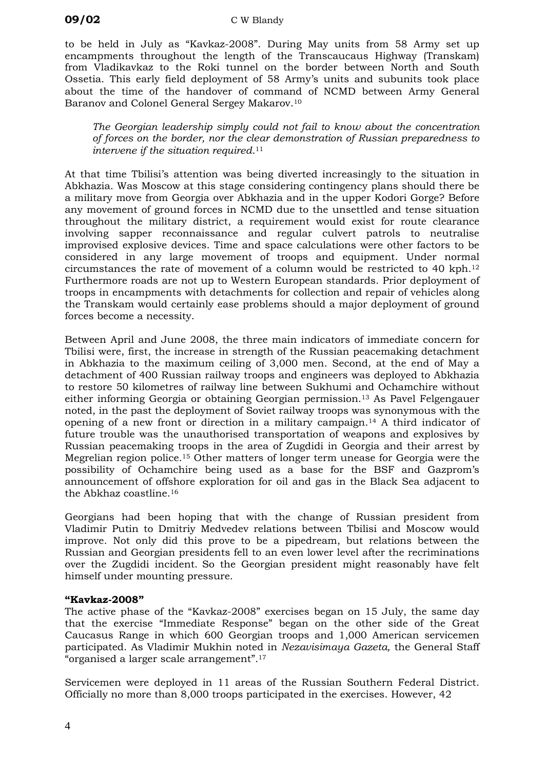to be held in July as "Kavkaz-2008". During May units from 58 Army set up encampments throughout the length of the Transcaucaus Highway (Transkam) from Vladikavkaz to the Roki tunnel on the border between North and South Ossetia. This early field deployment of 58 Army's units and subunits took place about the time of the handover of command of NCMD between Army General Baranov and Colonel General Sergey Makarov.[10]

> *The Georgian leadership simply could not fail to know about the concentration of forces on the border, nor the clear demonstration of Russian preparedness to intervene if the situation required.*[11]

At that time Tbilisi's attention was being diverted increasingly to the situation in Abkhazia. Was Moscow at this stage considering contingency plans should there be a military move from Georgia over Abkhazia and in the upper Kodori Gorge? Before any movement of ground forces in NCMD due to the unsettled and tense situation throughout the military district, a requirement would exist for route clearance involving sapper reconnaissance and regular culvert patrols to neutralise improvised explosive devices. Time and space calculations were other factors to be considered in any large movement of troops and equipment. Under normal circumstances the rate of movement of a column would be restricted to 40 kph.[12] Furthermore roads are not up to Western European standards. Prior deployment of troops in encampments with detachments for collection and repair of vehicles along the Transkam would certainly ease problems should a major deployment of ground forces become a necessity.

Between April and June 2008, the three main indicators of immediate concern for Tbilisi were, first, the increase in strength of the Russian peacemaking detachment in Abkhazia to the maximum ceiling of 3,000 men. Second, at the end of May a detachment of 400 Russian railway troops and engineers was deployed to Abkhazia to restore 50 kilometres of railway line between Sukhumi and Ochamchire without either informing Georgia or obtaining Georgian permission.[13] As Pavel Felgengauer noted, in the past the deployment of Soviet railway troops was synonymous with the opening of a new front or direction in a military campaign.[14] A third indicator of future trouble was the unauthorised transportation of weapons and explosives by Russian peacemaking troops in the area of Zugdidi in Georgia and their arrest by Megrelian region police.[15] Other matters of longer term unease for Georgia were the possibility of Ochamchire being used as a base for the BSF and Gazprom's announcement of offshore exploration for oil and gas in the Black Sea adjacent to the Abkhaz coastline.[16]

Georgians had been hoping that with the change of Russian president from Vladimir Putin to Dmitriy Medvedev relations between Tbilisi and Moscow would improve. Not only did this prove to be a pipedream, but relations between the Russian and Georgian presidents fell to an even lower level after the recriminations over the Zugdidi incident. So the Georgian president might reasonably have felt himself under mounting pressure.

### "Kavkaz-2008"

The active phase of the "Kavkaz-2008" exercises began on 15 July, the same day that the exercise "Immediate Response" began on the other side of the Great Caucasus Range in which 600 Georgian troops and 1,000 American servicemen participated. As Vladimir Mukhin noted in *Nezavisimaya Gazeta,* the General Staff "organised a larger scale arrangement".[17]

Servicemen were deployed in 11 areas of the Russian Southern Federal District. Officially no more than 8,000 troops participated in the exercises. However, 42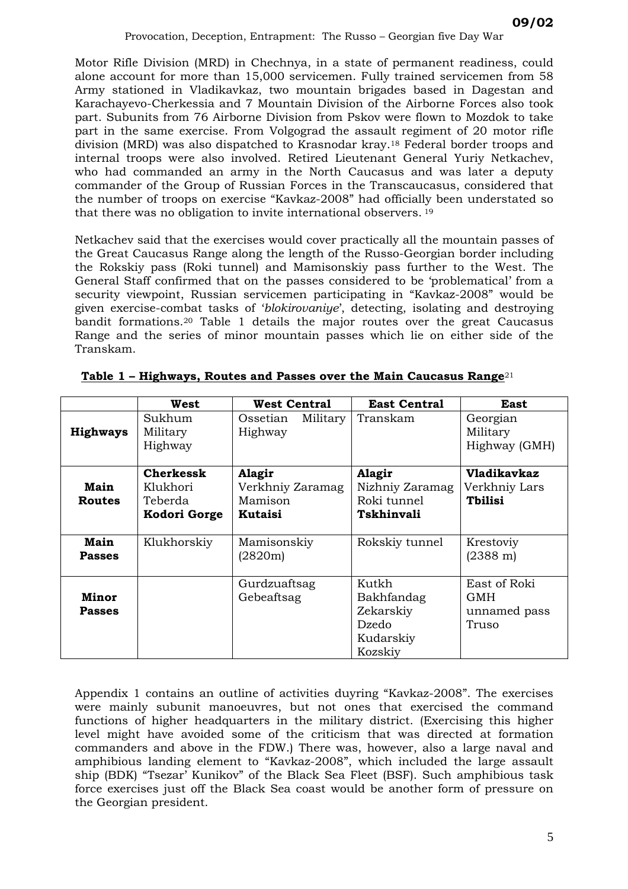Motor Rifle Division (MRD) in Chechnya, in a state of permanent readiness, could alone account for more than 15,000 servicemen. Fully trained servicemen from 58 Army stationed in Vladikavkaz, two mountain brigades based in Dagestan and Karachayevo-Cherkessia and 7 Mountain Division of the Airborne Forces also took part. Subunits from 76 Airborne Division from Pskov were flown to Mozdok to take part in the same exercise. From Volgograd the assault regiment of 20 motor rifle division (MRD) was also dispatched to Krasnodar kray.[18] Federal border troops and internal troops were also involved. Retired Lieutenant General Yuriy Netkachev, who had commanded an army in the North Caucasus and was later a deputy commander of the Group of Russian Forces in the Transcaucasus, considered that the number of troops on exercise "Kavkaz-2008" had officially been understated so that there was no obligation to invite international observers.[19]

Netkachev said that the exercises would cover practically all the mountain passes of the Great Caucasus Range along the length of the Russo-Georgian border including the Rokskiy pass (Roki tunnel) and Mamisonskiy pass further to the West. The General Staff confirmed that on the passes considered to be 'problematical' from a security viewpoint, Russian servicemen participating in "Kavkaz-2008" would be given exercise-combat tasks of '*blokirovaniye*', detecting, isolating and destroying bandit formations.[20] Table 1 details the major routes over the great Caucasus Range and the series of minor mountain passes which lie on either side of the Transkam.

**Table 1 – Highways, Routes and Passes over the Main Caucasus Range**[21]

| | **West** | **West Central** | **East Central** | **East** |
|---|---|---|---|---|
| **Highways** | Sukhum Military Highway | Ossetian Military Highway | Transkam | Georgian Military Highway (GMH) |
| **Main Routes** | **Cherkessk** Klukhori Teberda **Kodori Gorge** | **Alagir** Verkhniy Zaramag Mamison **Kutaisi** | **Alagir** Nizhniy Zaramag Roki tunnel **Tskhinvali** | **Vladikavkaz** Verkhniy Lars **Tbilisi** |
| **Main Passes** | Klukhorskiy | Mamisonskiy (2820m) | Rokskiy tunnel | Krestoviy (2388 m) |
| **Minor Passes** | | Gurdzuaftsag Gebeaftsag | Kutkh Bakhfandag Zekarskiy Dzedo Kudarskiy Kozskiy | East of Roki GMH unnamed pass Truso |

Appendix 1 contains an outline of activities duyring "Kavkaz-2008". The exercises were mainly subunit manoeuvres, but not ones that exercised the command functions of higher headquarters in the military district. (Exercising this higher level might have avoided some of the criticism that was directed at formation commanders and above in the FDW.) There was, however, also a large naval and amphibious landing element to "Kavkaz-2008", which included the large assault ship (BDK) "Tsezar' Kunikov" of the Black Sea Fleet (BSF). Such amphibious task force exercises just off the Black Sea coast would be another form of pressure on the Georgian president.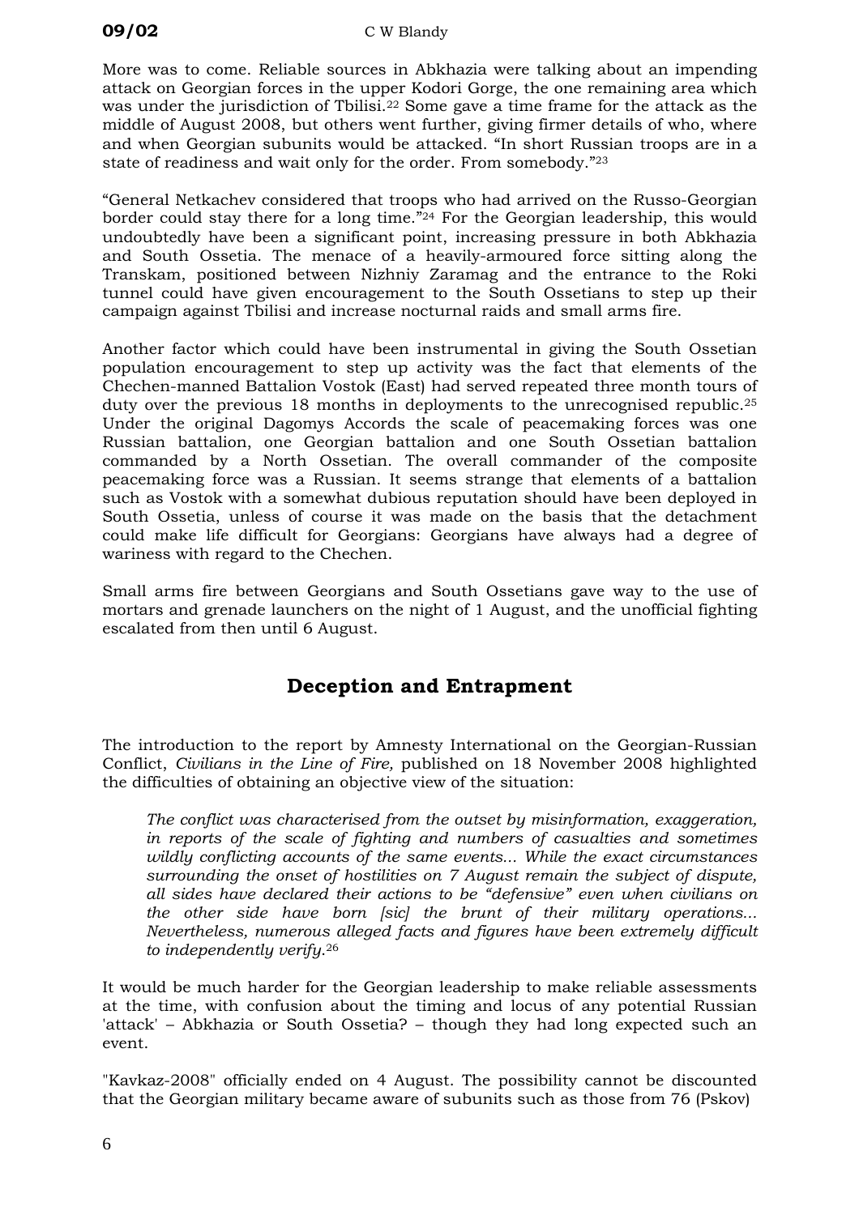More was to come. Reliable sources in Abkhazia were talking about an impending attack on Georgian forces in the upper Kodori Gorge, the one remaining area which was under the jurisdiction of Tbilisi.[22] Some gave a time frame for the attack as the middle of August 2008, but others went further, giving firmer details of who, where and when Georgian subunits would be attacked. "In short Russian troops are in a state of readiness and wait only for the order. From somebody."[23]

"General Netkachev considered that troops who had arrived on the Russo-Georgian border could stay there for a long time."[24] For the Georgian leadership, this would undoubtedly have been a significant point, increasing pressure in both Abkhazia and South Ossetia. The menace of a heavily-armoured force sitting along the Transkam, positioned between Nizhniy Zaramag and the entrance to the Roki tunnel could have given encouragement to the South Ossetians to step up their campaign against Tbilisi and increase nocturnal raids and small arms fire.

Another factor which could have been instrumental in giving the South Ossetian population encouragement to step up activity was the fact that elements of the Chechen-manned Battalion Vostok (East) had served repeated three month tours of duty over the previous 18 months in deployments to the unrecognised republic.[25] Under the original Dagomys Accords the scale of peacemaking forces was one Russian battalion, one Georgian battalion and one South Ossetian battalion commanded by a North Ossetian. The overall commander of the composite peacemaking force was a Russian. It seems strange that elements of a battalion such as Vostok with a somewhat dubious reputation should have been deployed in South Ossetia, unless of course it was made on the basis that the detachment could make life difficult for Georgians: Georgians have always had a degree of wariness with regard to the Chechen.

Small arms fire between Georgians and South Ossetians gave way to the use of mortars and grenade launchers on the night of 1 August, and the unofficial fighting escalated from then until 6 August.

## Deception and Entrapment

The introduction to the report by Amnesty International on the Georgian-Russian Conflict, *Civilians in the Line of Fire,* published on 18 November 2008 highlighted the difficulties of obtaining an objective view of the situation:

> *The conflict was characterised from the outset by misinformation, exaggeration, in reports of the scale of fighting and numbers of casualties and sometimes wildly conflicting accounts of the same events... While the exact circumstances surrounding the onset of hostilities on 7 August remain the subject of dispute, all sides have declared their actions to be "defensive" even when civilians on the other side have born [sic] the brunt of their military operations... Nevertheless, numerous alleged facts and figures have been extremely difficult to independently verify.*[26]

It would be much harder for the Georgian leadership to make reliable assessments at the time, with confusion about the timing and locus of any potential Russian 'attack' – Abkhazia or South Ossetia? – though they had long expected such an event.

"Kavkaz-2008" officially ended on 4 August. The possibility cannot be discounted that the Georgian military became aware of subunits such as those from 76 (Pskov)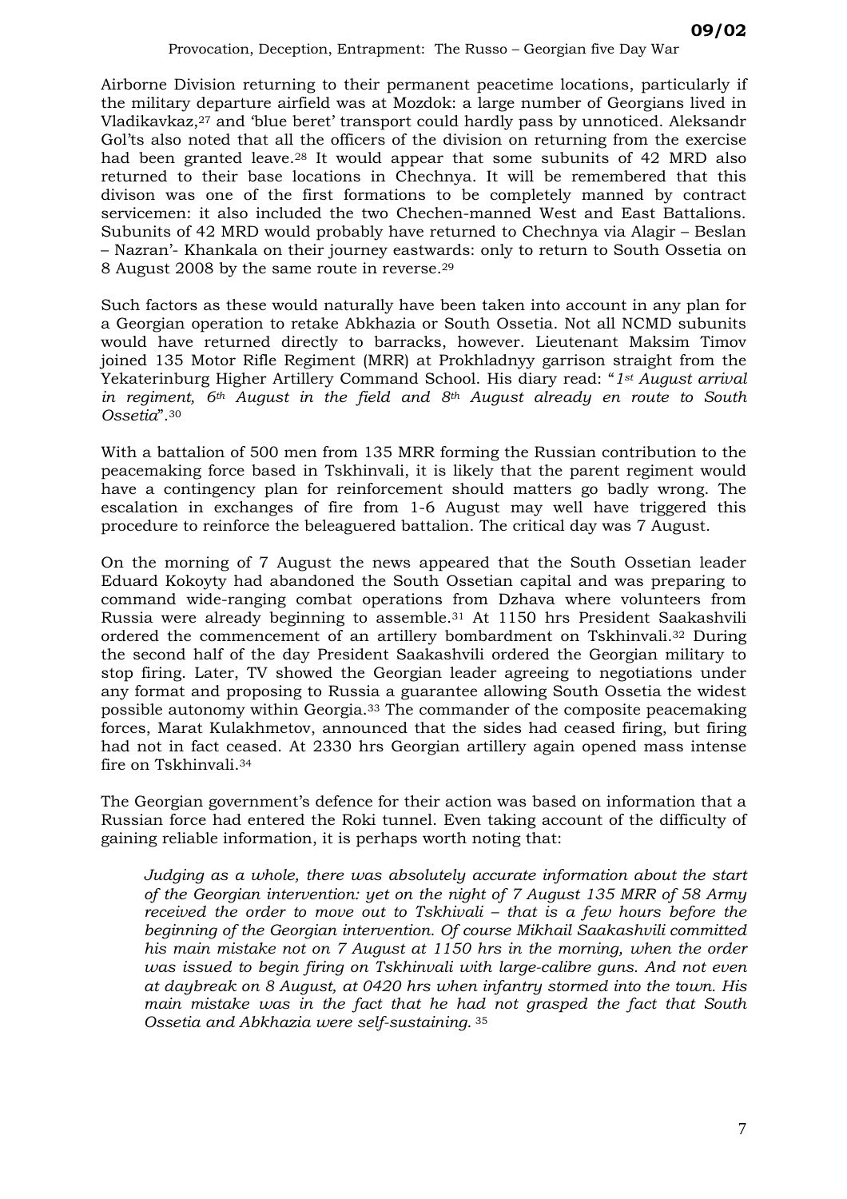Airborne Division returning to their permanent peacetime locations, particularly if the military departure airfield was at Mozdok: a large number of Georgians lived in Vladikavkaz,[27] and 'blue beret' transport could hardly pass by unnoticed. Aleksandr Gol'ts also noted that all the officers of the division on returning from the exercise had been granted leave.[28] It would appear that some subunits of 42 MRD also returned to their base locations in Chechnya. It will be remembered that this divison was one of the first formations to be completely manned by contract servicemen: it also included the two Chechen-manned West and East Battalions. Subunits of 42 MRD would probably have returned to Chechnya via Alagir – Beslan – Nazran'- Khankala on their journey eastwards: only to return to South Ossetia on 8 August 2008 by the same route in reverse.[29]

Such factors as these would naturally have been taken into account in any plan for a Georgian operation to retake Abkhazia or South Ossetia. Not all NCMD subunits would have returned directly to barracks, however. Lieutenant Maksim Timov joined 135 Motor Rifle Regiment (MRR) at Prokhladnyy garrison straight from the Yekaterinburg Higher Artillery Command School. His diary read: "*1st August arrival in regiment, 6th August in the field and 8th August already en route to South Ossetia*".[30]

With a battalion of 500 men from 135 MRR forming the Russian contribution to the peacemaking force based in Tskhinvali, it is likely that the parent regiment would have a contingency plan for reinforcement should matters go badly wrong. The escalation in exchanges of fire from 1-6 August may well have triggered this procedure to reinforce the beleaguered battalion. The critical day was 7 August.

On the morning of 7 August the news appeared that the South Ossetian leader Eduard Kokoyty had abandoned the South Ossetian capital and was preparing to command wide-ranging combat operations from Dzhava where volunteers from Russia were already beginning to assemble.[31] At 1150 hrs President Saakashvili ordered the commencement of an artillery bombardment on Tskhinvali.[32] During the second half of the day President Saakashvili ordered the Georgian military to stop firing. Later, TV showed the Georgian leader agreeing to negotiations under any format and proposing to Russia a guarantee allowing South Ossetia the widest possible autonomy within Georgia.[33] The commander of the composite peacemaking forces, Marat Kulakhmetov, announced that the sides had ceased firing, but firing had not in fact ceased. At 2330 hrs Georgian artillery again opened mass intense fire on Tskhinvali.[34]

The Georgian government's defence for their action was based on information that a Russian force had entered the Roki tunnel. Even taking account of the difficulty of gaining reliable information, it is perhaps worth noting that:

> *Judging as a whole, there was absolutely accurate information about the start of the Georgian intervention: yet on the night of 7 August 135 MRR of 58 Army received the order to move out to Tskhivali – that is a few hours before the beginning of the Georgian intervention. Of course Mikhail Saakashvili committed his main mistake not on 7 August at 1150 hrs in the morning, when the order was issued to begin firing on Tskhinvali with large-calibre guns. And not even at daybreak on 8 August, at 0420 hrs when infantry stormed into the town. His main mistake was in the fact that he had not grasped the fact that South Ossetia and Abkhazia were self-sustaining.* [35]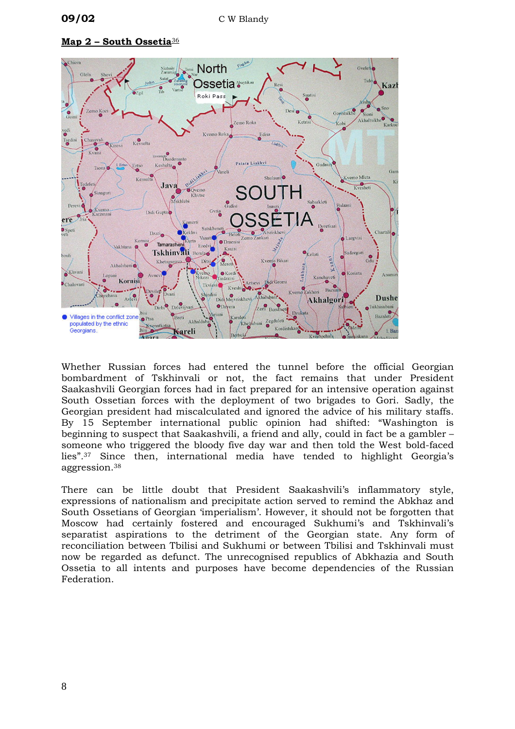**Map 2 – South Ossetia**[36]

Whether Russian forces had entered the tunnel before the official Georgian bombardment of Tskhinvali or not, the fact remains that under President Saakashvili Georgian forces had in fact prepared for an intensive operation against South Ossetian forces with the deployment of two brigades to Gori. Sadly, the Georgian president had miscalculated and ignored the advice of his military staffs. By 15 September international public opinion had shifted: "Washington is beginning to suspect that Saakashvili, a friend and ally, could in fact be a gambler – someone who triggered the bloody five day war and then told the West bold-faced lies".[37] Since then, international media have tended to highlight Georgia's aggression.[38]

There can be little doubt that President Saakashvili's inflammatory style, expressions of nationalism and precipitate action served to remind the Abkhaz and South Ossetians of Georgian 'imperialism'. However, it should not be forgotten that Moscow had certainly fostered and encouraged Sukhumi's and Tskhinvali's separatist aspirations to the detriment of the Georgian state. Any form of reconciliation between Tbilisi and Sukhumi or between Tbilisi and Tskhinvali must now be regarded as defunct. The unrecognised republics of Abkhazia and South Ossetia to all intents and purposes have become dependencies of the Russian Federation.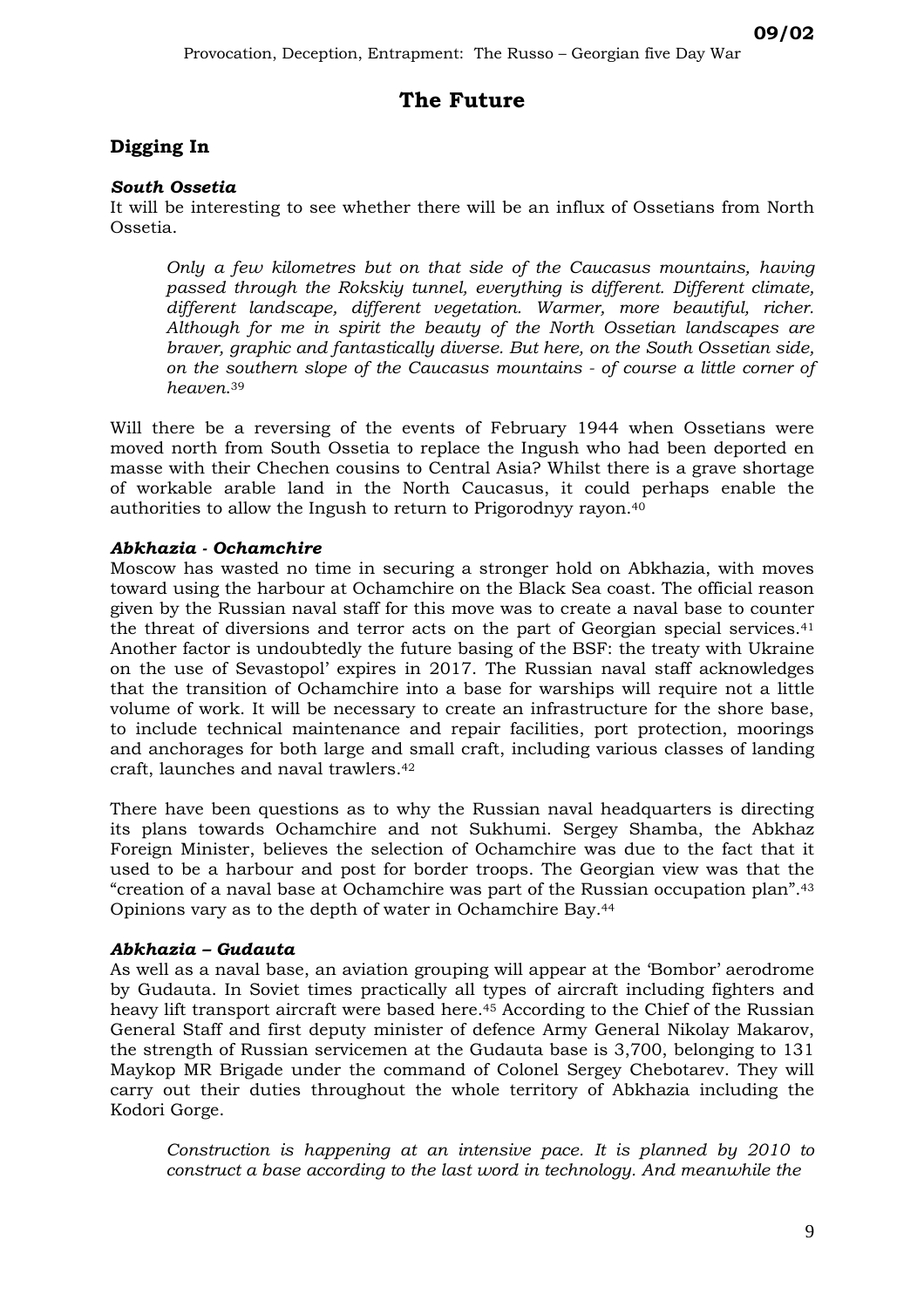# The Future

## Digging In

### *South Ossetia*

It will be interesting to see whether there will be an influx of Ossetians from North Ossetia.

> *Only a few kilometres but on that side of the Caucasus mountains, having passed through the Rokskiy tunnel, everything is different. Different climate, different landscape, different vegetation. Warmer, more beautiful, richer. Although for me in spirit the beauty of the North Ossetian landscapes are braver, graphic and fantastically diverse. But here, on the South Ossetian side, on the southern slope of the Caucasus mountains - of course a little corner of heaven.*[39]

Will there be a reversing of the events of February 1944 when Ossetians were moved north from South Ossetia to replace the Ingush who had been deported en masse with their Chechen cousins to Central Asia? Whilst there is a grave shortage of workable arable land in the North Caucasus, it could perhaps enable the authorities to allow the Ingush to return to Prigorodnyy rayon.[40]

### *Abkhazia - Ochamchire*

Moscow has wasted no time in securing a stronger hold on Abkhazia, with moves toward using the harbour at Ochamchire on the Black Sea coast. The official reason given by the Russian naval staff for this move was to create a naval base to counter the threat of diversions and terror acts on the part of Georgian special services.[41] Another factor is undoubtedly the future basing of the BSF: the treaty with Ukraine on the use of Sevastopol' expires in 2017. The Russian naval staff acknowledges that the transition of Ochamchire into a base for warships will require not a little volume of work. It will be necessary to create an infrastructure for the shore base, to include technical maintenance and repair facilities, port protection, moorings and anchorages for both large and small craft, including various classes of landing craft, launches and naval trawlers.[42]

There have been questions as to why the Russian naval headquarters is directing its plans towards Ochamchire and not Sukhumi. Sergey Shamba, the Abkhaz Foreign Minister, believes the selection of Ochamchire was due to the fact that it used to be a harbour and post for border troops. The Georgian view was that the "creation of a naval base at Ochamchire was part of the Russian occupation plan".[43] Opinions vary as to the depth of water in Ochamchire Bay.[44]

### *Abkhazia – Gudauta*

As well as a naval base, an aviation grouping will appear at the 'Bombor' aerodrome by Gudauta. In Soviet times practically all types of aircraft including fighters and heavy lift transport aircraft were based here.[45] According to the Chief of the Russian General Staff and first deputy minister of defence Army General Nikolay Makarov, the strength of Russian servicemen at the Gudauta base is 3,700, belonging to 131 Maykop MR Brigade under the command of Colonel Sergey Chebotarev. They will carry out their duties throughout the whole territory of Abkhazia including the Kodori Gorge.

> *Construction is happening at an intensive pace. It is planned by 2010 to construct a base according to the last word in technology. And meanwhile the*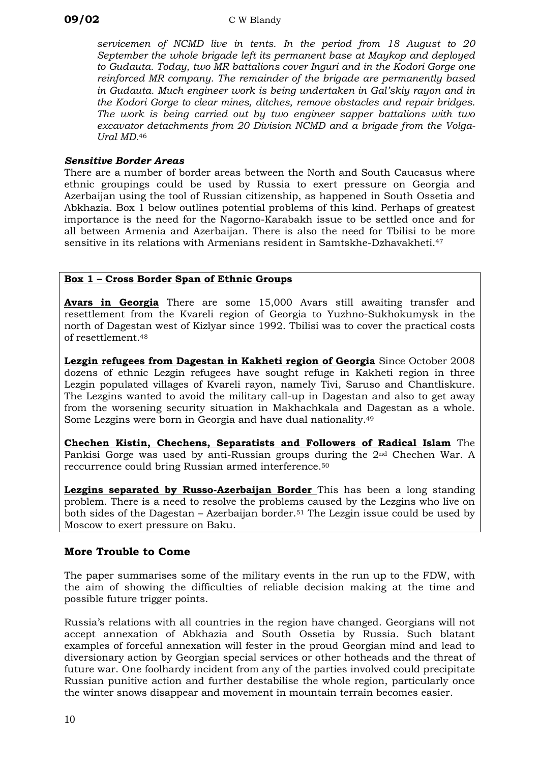*servicemen of NCMD live in tents. In the period from 18 August to 20 September the whole brigade left its permanent base at Maykop and deployed to Gudauta. Today, two MR battalions cover Inguri and in the Kodori Gorge one reinforced MR company. The remainder of the brigade are permanently based in Gudauta. Much engineer work is being undertaken in Gal'skiy rayon and in the Kodori Gorge to clear mines, ditches, remove obstacles and repair bridges. The work is being carried out by two engineer sapper battalions with two excavator detachments from 20 Division NCMD and a brigade from the Volga-Ural MD.*[46]

***Sensitive Border Areas***

There are a number of border areas between the North and South Caucasus where ethnic groupings could be used by Russia to exert pressure on Georgia and Azerbaijan using the tool of Russian citizenship, as happened in South Ossetia and Abkhazia. Box 1 below outlines potential problems of this kind. Perhaps of greatest importance is the need for the Nagorno-Karabakh issue to be settled once and for all between Armenia and Azerbaijan. There is also the need for Tbilisi to be more sensitive in its relations with Armenians resident in Samtskhe-Dzhavakheti.[47]

**Box 1 – Cross Border Span of Ethnic Groups**

**Avars in Georgia** There are some 15,000 Avars still awaiting transfer and resettlement from the Kvareli region of Georgia to Yuzhno-Sukhokumysk in the north of Dagestan west of Kizlyar since 1992. Tbilisi was to cover the practical costs of resettlement.[48]

**Lezgin refugees from Dagestan in Kakheti region of Georgia** Since October 2008 dozens of ethnic Lezgin refugees have sought refuge in Kakheti region in three Lezgin populated villages of Kvareli rayon, namely Tivi, Saruso and Chantliskure. The Lezgins wanted to avoid the military call-up in Dagestan and also to get away from the worsening security situation in Makhachkala and Dagestan as a whole. Some Lezgins were born in Georgia and have dual nationality.[49]

**Chechen Kistin, Chechens, Separatists and Followers of Radical Islam** The Pankisi Gorge was used by anti-Russian groups during the 2nd Chechen War. A reccurrence could bring Russian armed interference.[50]

**Lezgins separated by Russo-Azerbaijan Border** This has been a long standing problem. There is a need to resolve the problems caused by the Lezgins who live on both sides of the Dagestan – Azerbaijan border.[51] The Lezgin issue could be used by Moscow to exert pressure on Baku.

## More Trouble to Come

The paper summarises some of the military events in the run up to the FDW, with the aim of showing the difficulties of reliable decision making at the time and possible future trigger points.

Russia's relations with all countries in the region have changed. Georgians will not accept annexation of Abkhazia and South Ossetia by Russia. Such blatant examples of forceful annexation will fester in the proud Georgian mind and lead to diversionary action by Georgian special services or other hotheads and the threat of future war. One foolhardy incident from any of the parties involved could precipitate Russian punitive action and further destabilise the whole region, particularly once the winter snows disappear and movement in mountain terrain becomes easier.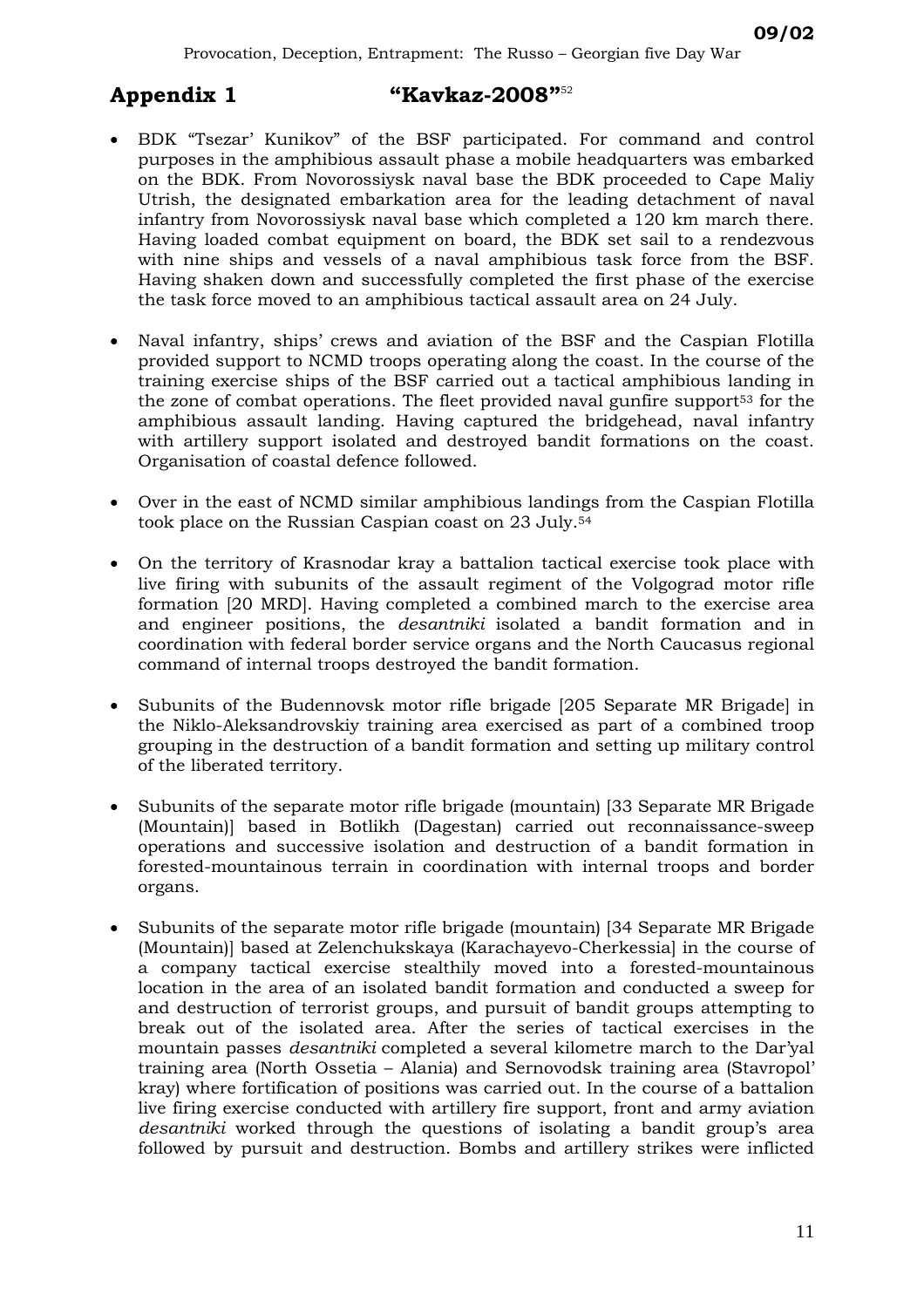## Appendix 1 "Kavkaz-2008"[52]

- BDK "Tsezar' Kunikov" of the BSF participated. For command and control purposes in the amphibious assault phase a mobile headquarters was embarked on the BDK. From Novorossiysk naval base the BDK proceeded to Cape Maliy Utrish, the designated embarkation area for the leading detachment of naval infantry from Novorossiysk naval base which completed a 120 km march there. Having loaded combat equipment on board, the BDK set sail to a rendezvous with nine ships and vessels of a naval amphibious task force from the BSF. Having shaken down and successfully completed the first phase of the exercise the task force moved to an amphibious tactical assault area on 24 July.

- Naval infantry, ships' crews and aviation of the BSF and the Caspian Flotilla provided support to NCMD troops operating along the coast. In the course of the training exercise ships of the BSF carried out a tactical amphibious landing in the zone of combat operations. The fleet provided naval gunfire support[53] for the amphibious assault landing. Having captured the bridgehead, naval infantry with artillery support isolated and destroyed bandit formations on the coast. Organisation of coastal defence followed.

- Over in the east of NCMD similar amphibious landings from the Caspian Flotilla took place on the Russian Caspian coast on 23 July.[54]

- On the territory of Krasnodar kray a battalion tactical exercise took place with live firing with subunits of the assault regiment of the Volgograd motor rifle formation [20 MRD]. Having completed a combined march to the exercise area and engineer positions, the *desantniki* isolated a bandit formation and in coordination with federal border service organs and the North Caucasus regional command of internal troops destroyed the bandit formation.

- Subunits of the Budennovsk motor rifle brigade [205 Separate MR Brigade] in the Niklo-Aleksandrovskiy training area exercised as part of a combined troop grouping in the destruction of a bandit formation and setting up military control of the liberated territory.

- Subunits of the separate motor rifle brigade (mountain) [33 Separate MR Brigade (Mountain)] based in Botlikh (Dagestan) carried out reconnaissance-sweep operations and successive isolation and destruction of a bandit formation in forested-mountainous terrain in coordination with internal troops and border organs.

- Subunits of the separate motor rifle brigade (mountain) [34 Separate MR Brigade (Mountain)] based at Zelenchukskaya (Karachayevo-Cherkessia] in the course of a company tactical exercise stealthily moved into a forested-mountainous location in the area of an isolated bandit formation and conducted a sweep for and destruction of terrorist groups, and pursuit of bandit groups attempting to break out of the isolated area. After the series of tactical exercises in the mountain passes *desantniki* completed a several kilometre march to the Dar'yal training area (North Ossetia – Alania) and Sernovodsk training area (Stavropol' kray) where fortification of positions was carried out. In the course of a battalion live firing exercise conducted with artillery fire support, front and army aviation *desantniki* worked through the questions of isolating a bandit group's area followed by pursuit and destruction. Bombs and artillery strikes were inflicted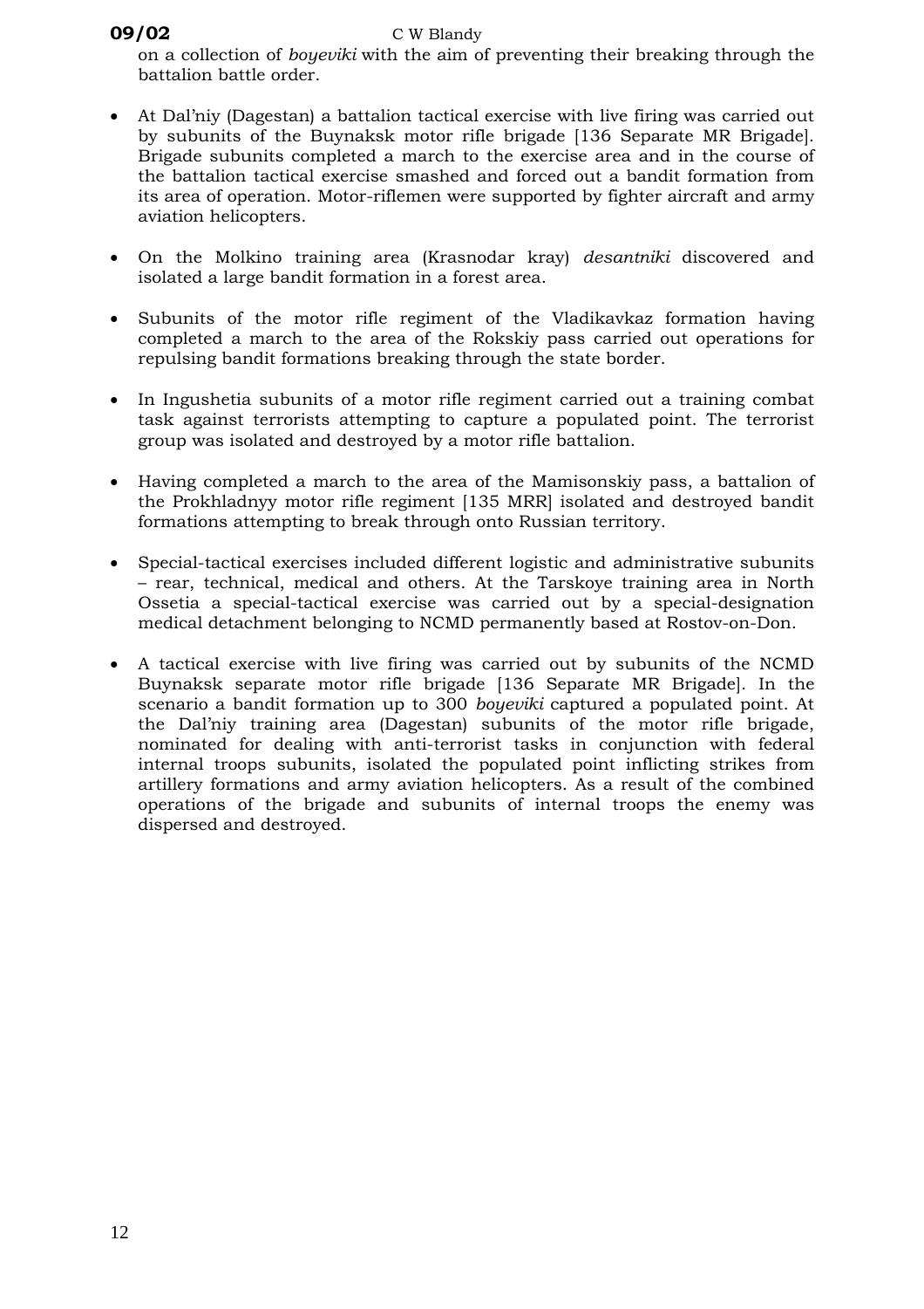on a collection of *boyeviki* with the aim of preventing their breaking through the battalion battle order.

- At Dal'niy (Dagestan) a battalion tactical exercise with live firing was carried out by subunits of the Buynaksk motor rifle brigade [136 Separate MR Brigade]. Brigade subunits completed a march to the exercise area and in the course of the battalion tactical exercise smashed and forced out a bandit formation from its area of operation. Motor-riflemen were supported by fighter aircraft and army aviation helicopters.

- On the Molkino training area (Krasnodar kray) *desantniki* discovered and isolated a large bandit formation in a forest area.

- Subunits of the motor rifle regiment of the Vladikavkaz formation having completed a march to the area of the Rokskiy pass carried out operations for repulsing bandit formations breaking through the state border.

- In Ingushetia subunits of a motor rifle regiment carried out a training combat task against terrorists attempting to capture a populated point. The terrorist group was isolated and destroyed by a motor rifle battalion.

- Having completed a march to the area of the Mamisonskiy pass, a battalion of the Prokhladnyy motor rifle regiment [135 MRR] isolated and destroyed bandit formations attempting to break through onto Russian territory.

- Special-tactical exercises included different logistic and administrative subunits – rear, technical, medical and others. At the Tarskoye training area in North Ossetia a special-tactical exercise was carried out by a special-designation medical detachment belonging to NCMD permanently based at Rostov-on-Don.

- A tactical exercise with live firing was carried out by subunits of the NCMD Buynaksk separate motor rifle brigade [136 Separate MR Brigade]. In the scenario a bandit formation up to 300 *boyeviki* captured a populated point. At the Dal'niy training area (Dagestan) subunits of the motor rifle brigade, nominated for dealing with anti-terrorist tasks in conjunction with federal internal troops subunits, isolated the populated point inflicting strikes from artillery formations and army aviation helicopters. As a result of the combined operations of the brigade and subunits of internal troops the enemy was dispersed and destroyed.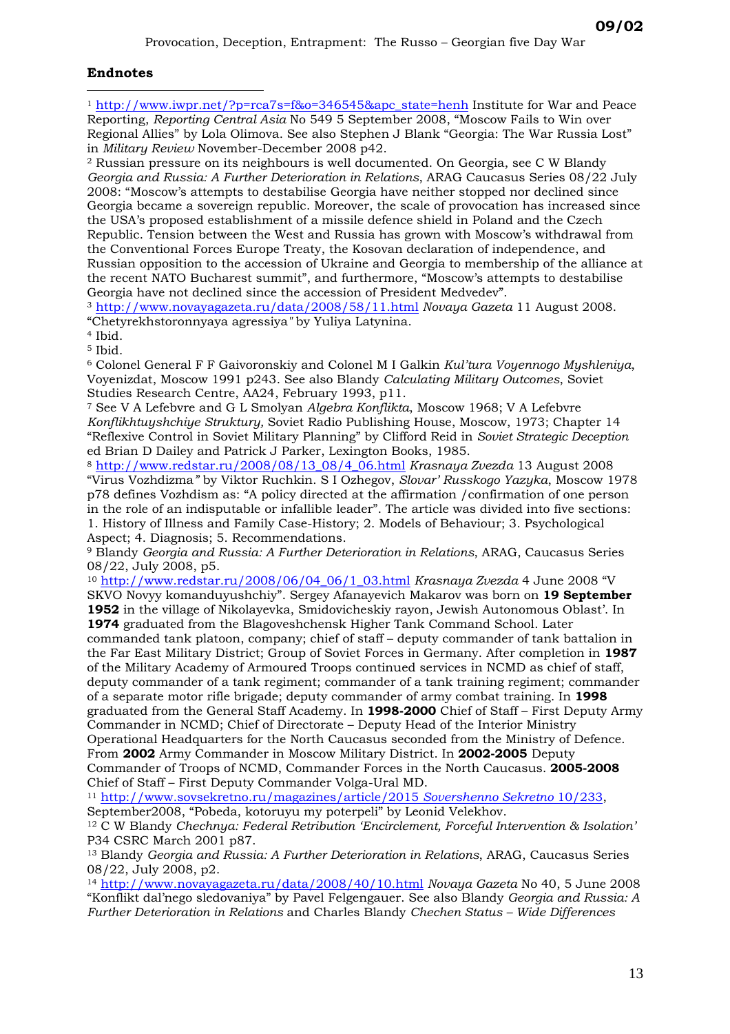## Endnotes

[1] http://www.iwpr.net/?p=rca7s=f&o=346545&apc_state=henh Institute for War and Peace Reporting, *Reporting Central Asia* No 549 5 September 2008, "Moscow Fails to Win over Regional Allies" by Lola Olimova. See also Stephen J Blank "Georgia: The War Russia Lost" in *Military Review* November-December 2008 p42.

[2] Russian pressure on its neighbours is well documented. On Georgia, see C W Blandy *Georgia and Russia: A Further Deterioration in Relations*, ARAG Caucasus Series 08/22 July 2008: "Moscow's attempts to destabilise Georgia have neither stopped nor declined since Georgia became a sovereign republic. Moreover, the scale of provocation has increased since the USA's proposed establishment of a missile defence shield in Poland and the Czech Republic. Tension between the West and Russia has grown with Moscow's withdrawal from the Conventional Forces Europe Treaty, the Kosovan declaration of independence, and Russian opposition to the accession of Ukraine and Georgia to membership of the alliance at the recent NATO Bucharest summit", and furthermore, "Moscow's attempts to destabilise Georgia have not declined since the accession of President Medvedev".

[3] http://www.novayagazeta.ru/data/2008/58/11.html *Novaya Gazeta* 11 August 2008. "Chetyrekhstoronnyaya agressiya" by Yuliya Latynina.

[4] Ibid.

[5] Ibid.

[6] Colonel General F F Gaivoronskiy and Colonel M I Galkin *Kul'tura Voyennogo Myshleniya*, Voyenizdat, Moscow 1991 p243. See also Blandy *Calculating Military Outcomes*, Soviet Studies Research Centre, AA24, February 1993, p11.

[7] See V A Lefebvre and G L Smolyan *Algebra Konflikta*, Moscow 1968; V A Lefebvre *Konflikhtuyshchiye Struktury,* Soviet Radio Publishing House, Moscow, 1973; Chapter 14 "Reflexive Control in Soviet Military Planning" by Clifford Reid in *Soviet Strategic Deception* ed Brian D Dailey and Patrick J Parker, Lexington Books, 1985.

[8] http://www.redstar.ru/2008/08/13_08/4_06.html *Krasnaya Zvezda* 13 August 2008 "Virus Vozhdizma" by Viktor Ruchkin. S I Ozhegov, *Slovar' Russkogo Yazyka*, Moscow 1978 p78 defines Vozhdism as: "A policy directed at the affirmation /confirmation of one person in the role of an indisputable or infallible leader". The article was divided into five sections: 1. History of Illness and Family Case-History; 2. Models of Behaviour; 3. Psychological Aspect; 4. Diagnosis; 5. Recommendations.

[9] Blandy *Georgia and Russia: A Further Deterioration in Relations*, ARAG, Caucasus Series 08/22, July 2008, p5.

[10] http://www.redstar.ru/2008/06/04_06/1_03.html *Krasnaya Zvezda* 4 June 2008 "V SKVO Novyy komanduyushchiy". Sergey Afanayevich Makarov was born on **19 September 1952** in the village of Nikolayevka, Smidovicheskiy rayon, Jewish Autonomous Oblast'. In **1974** graduated from the Blagoveshchensk Higher Tank Command School. Later commanded tank platoon, company; chief of staff – deputy commander of tank battalion in the Far East Military District; Group of Soviet Forces in Germany. After completion in **1987** of the Military Academy of Armoured Troops continued services in NCMD as chief of staff, deputy commander of a tank regiment; commander of a tank training regiment; commander of a separate motor rifle brigade; deputy commander of army combat training. In **1998** graduated from the General Staff Academy. In **1998-2000** Chief of Staff – First Deputy Army Commander in NCMD; Chief of Directorate – Deputy Head of the Interior Ministry Operational Headquarters for the North Caucasus seconded from the Ministry of Defence. From **2002** Army Commander in Moscow Military District. In **2002-2005** Deputy Commander of Troops of NCMD, Commander Forces in the North Caucasus. **2005-2008** Chief of Staff – First Deputy Commander Volga-Ural MD.

[11] http://www.sovsekretno.ru/magazines/article/2015 *Sovershenno Sekretno* 10/233, September2008, "Pobeda, kotoruyu my poterpeli" by Leonid Velekhov.

[12] C W Blandy *Chechnya: Federal Retribution 'Encirclement, Forceful Intervention & Isolation'* P34 CSRC March 2001 p87.

[13] Blandy *Georgia and Russia: A Further Deterioration in Relations*, ARAG, Caucasus Series 08/22, July 2008, p2.

[14] http://www.novayagazeta.ru/data/2008/40/10.html *Novaya Gazeta* No 40, 5 June 2008 "Konflikt dal'nego sledovaniya" by Pavel Felgengauer. See also Blandy *Georgia and Russia: A Further Deterioration in Relations* and Charles Blandy *Chechen Status – Wide Differences*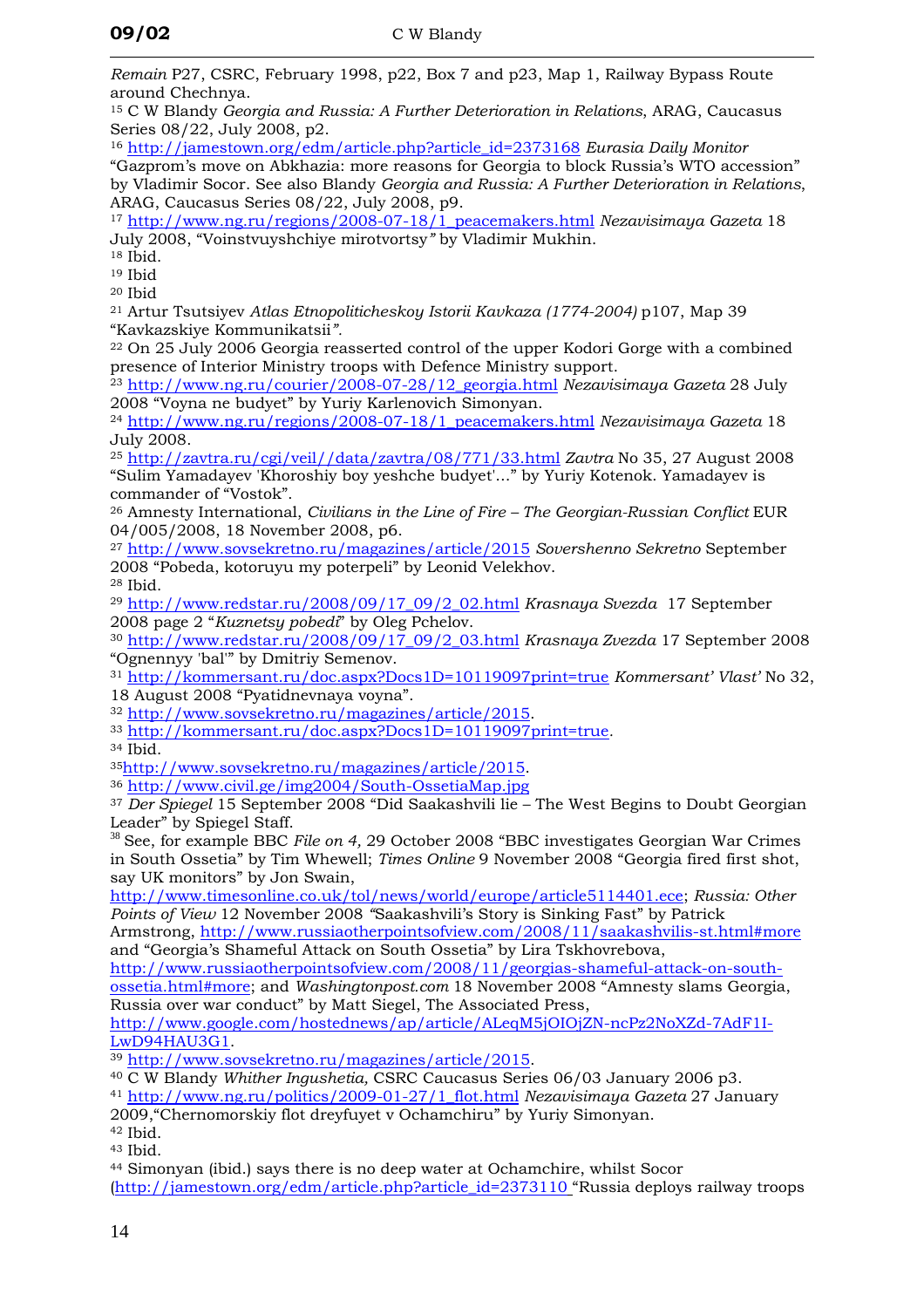*Remain* P27, CSRC, February 1998, p22, Box 7 and p23, Map 1, Railway Bypass Route around Chechnya.

[15] C W Blandy *Georgia and Russia: A Further Deterioration in Relations*, ARAG, Caucasus Series 08/22, July 2008, p2.

[16] http://jamestown.org/edm/article.php?article_id=2373168 *Eurasia Daily Monitor* "Gazprom's move on Abkhazia: more reasons for Georgia to block Russia's WTO accession" by Vladimir Socor. See also Blandy *Georgia and Russia: A Further Deterioration in Relations*, ARAG, Caucasus Series 08/22, July 2008, p9.

[17] http://www.ng.ru/regions/2008-07-18/1_peacemakers.html *Nezavisimaya Gazeta* 18 July 2008, "Voinstvuyshchiye mirotvortsy*"* by Vladimir Mukhin.

[18] Ibid.

[19] Ibid

[20] Ibid

[21] Artur Tsutsiyev *Atlas Etnopoliticheskoy Istorii Kavkaza (1774-2004)* p107, Map 39 "Kavkazskiye Kommunikatsii*"*.

[22] On 25 July 2006 Georgia reasserted control of the upper Kodori Gorge with a combined presence of Interior Ministry troops with Defence Ministry support.

[23] http://www.ng.ru/courier/2008-07-28/12_georgia.html *Nezavisimaya Gazeta* 28 July 2008 "Voyna ne budyet" by Yuriy Karlenovich Simonyan.

[24] http://www.ng.ru/regions/2008-07-18/1_peacemakers.html *Nezavisimaya Gazeta* 18 July 2008.

[25] http://zavtra.ru/cgi/veil//data/zavtra/08/771/33.html *Zavtra* No 35, 27 August 2008 "Sulim Yamadayev 'Khoroshiy boy yeshche budyet'..." by Yuriy Kotenok. Yamadayev is commander of "Vostok".

[26] Amnesty International, *Civilians in the Line of Fire – The Georgian-Russian Conflict* EUR 04/005/2008, 18 November 2008, p6.

[27] http://www.sovsekretno.ru/magazines/article/2015 *Sovershenno Sekretno* September 2008 "Pobeda, kotoruyu my poterpeli" by Leonid Velekhov.

[28] Ibid.

[29] http://www.redstar.ru/2008/09/17_09/2_02.html *Krasnaya Svezda* 17 September 2008 page 2 "*Kuznetsy pobedi*" by Oleg Pchelov.

[30] http://www.redstar.ru/2008/09/17_09/2_03.html *Krasnaya Zvezda* 17 September 2008 "Ognennyy 'bal'" by Dmitriy Semenov.

[31] http://kommersant.ru/doc.aspx?Docs1D=10119097print=true *Kommersant' Vlast'* No 32, 18 August 2008 "Pyatidnevnaya voyna".

[32] http://www.sovsekretno.ru/magazines/article/2015.

[33] http://kommersant.ru/doc.aspx?Docs1D=10119097print=true.

[34] Ibid.

[35] http://www.sovsekretno.ru/magazines/article/2015.

[36] http://www.civil.ge/img2004/South-OssetiaMap.jpg

[37] *Der Spiegel* 15 September 2008 "Did Saakashvili lie – The West Begins to Doubt Georgian Leader" by Spiegel Staff.

[38] See, for example BBC *File on 4,* 29 October 2008 "BBC investigates Georgian War Crimes in South Ossetia" by Tim Whewell; *Times Online* 9 November 2008 "Georgia fired first shot, say UK monitors" by Jon Swain, http://www.timesonline.co.uk/tol/news/world/europe/article5114401.ece; *Russia: Other Points of View* 12 November 2008 "Saakashvili's Story is Sinking Fast" by Patrick Armstrong, http://www.russiaotherpointsofview.com/2008/11/saakashvilis-st.html#more and "Georgia's Shameful Attack on South Ossetia" by Lira Tskhovrebova, http://www.russiaotherpointsofview.com/2008/11/georgias-shameful-attack-on-south-ossetia.html#more; and *Washingtonpost.com* 18 November 2008 "Amnesty slams Georgia, Russia over war conduct" by Matt Siegel, The Associated Press, http://www.google.com/hostednews/ap/article/ALeqM5jOIOjZN-ncPz2NoXZd-7AdF1I-LwD94HAU3G1.

[39] http://www.sovsekretno.ru/magazines/article/2015.

[40] C W Blandy *Whither Ingushetia,* CSRC Caucasus Series 06/03 January 2006 p3.

[41] http://www.ng.ru/politics/2009-01-27/1_flot.html *Nezavisimaya Gazeta* 27 January 2009,"Chernomorskiy flot dreyfuyet v Ochamchiru" by Yuriy Simonyan.

[42] Ibid.

[43] Ibid.

[44] Simonyan (ibid.) says there is no deep water at Ochamchire, whilst Socor (http://jamestown.org/edm/article.php?article_id=2373110 "Russia deploys railway troops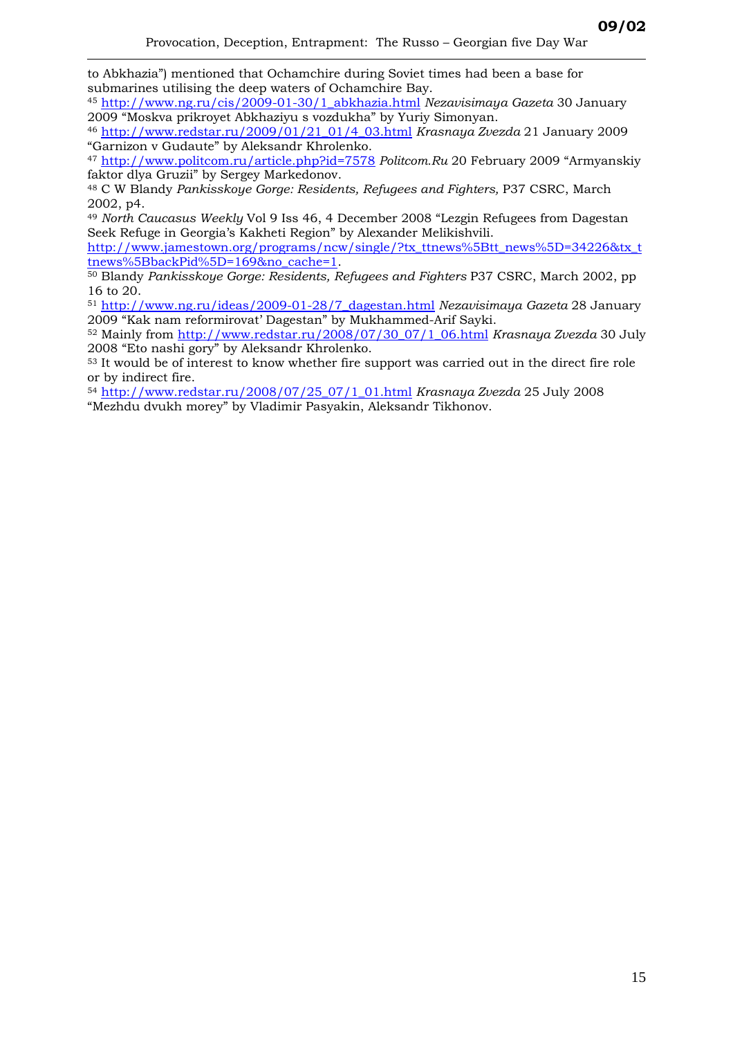to Abkhazia") mentioned that Ochamchire during Soviet times had been a base for submarines utilising the deep waters of Ochamchire Bay.

[45] http://www.ng.ru/cis/2009-01-30/1_abkhazia.html *Nezavisimaya Gazeta* 30 January 2009 "Moskva prikroyet Abkhaziyu s vozdukha" by Yuriy Simonyan.

[46] http://www.redstar.ru/2009/01/21_01/4_03.html *Krasnaya Zvezda* 21 January 2009 "Garnizon v Gudaute" by Aleksandr Khrolenko.

[47] http://www.politcom.ru/article.php?id=7578 *Politcom.Ru* 20 February 2009 "Armyanskiy faktor dlya Gruzii" by Sergey Markedonov.

[48] C W Blandy *Pankisskoye Gorge: Residents, Refugees and Fighters,* P37 CSRC, March 2002, p4.

[49] *North Caucasus Weekly* Vol 9 Iss 46, 4 December 2008 "Lezgin Refugees from Dagestan Seek Refuge in Georgia's Kakheti Region" by Alexander Melikishvili. http://www.jamestown.org/programs/ncw/single/?tx_ttnews%5Btt_news%5D=34226&tx_ttnews%5BbackPid%5D=169&no_cache=1.

[50] Blandy *Pankisskoye Gorge: Residents, Refugees and Fighters* P37 CSRC, March 2002, pp 16 to 20.

[51] http://www.ng.ru/ideas/2009-01-28/7_dagestan.html *Nezavisimaya Gazeta* 28 January 2009 "Kak nam reformirovat' Dagestan" by Mukhammed-Arif Sayki.

[52] Mainly from http://www.redstar.ru/2008/07/30_07/1_06.html *Krasnaya Zvezda* 30 July 2008 "Eto nashi gory" by Aleksandr Khrolenko.

[53] It would be of interest to know whether fire support was carried out in the direct fire role or by indirect fire.

[54] http://www.redstar.ru/2008/07/25_07/1_01.html *Krasnaya Zvezda* 25 July 2008 "Mezhdu dvukh morey" by Vladimir Pasyakin, Aleksandr Tikhonov.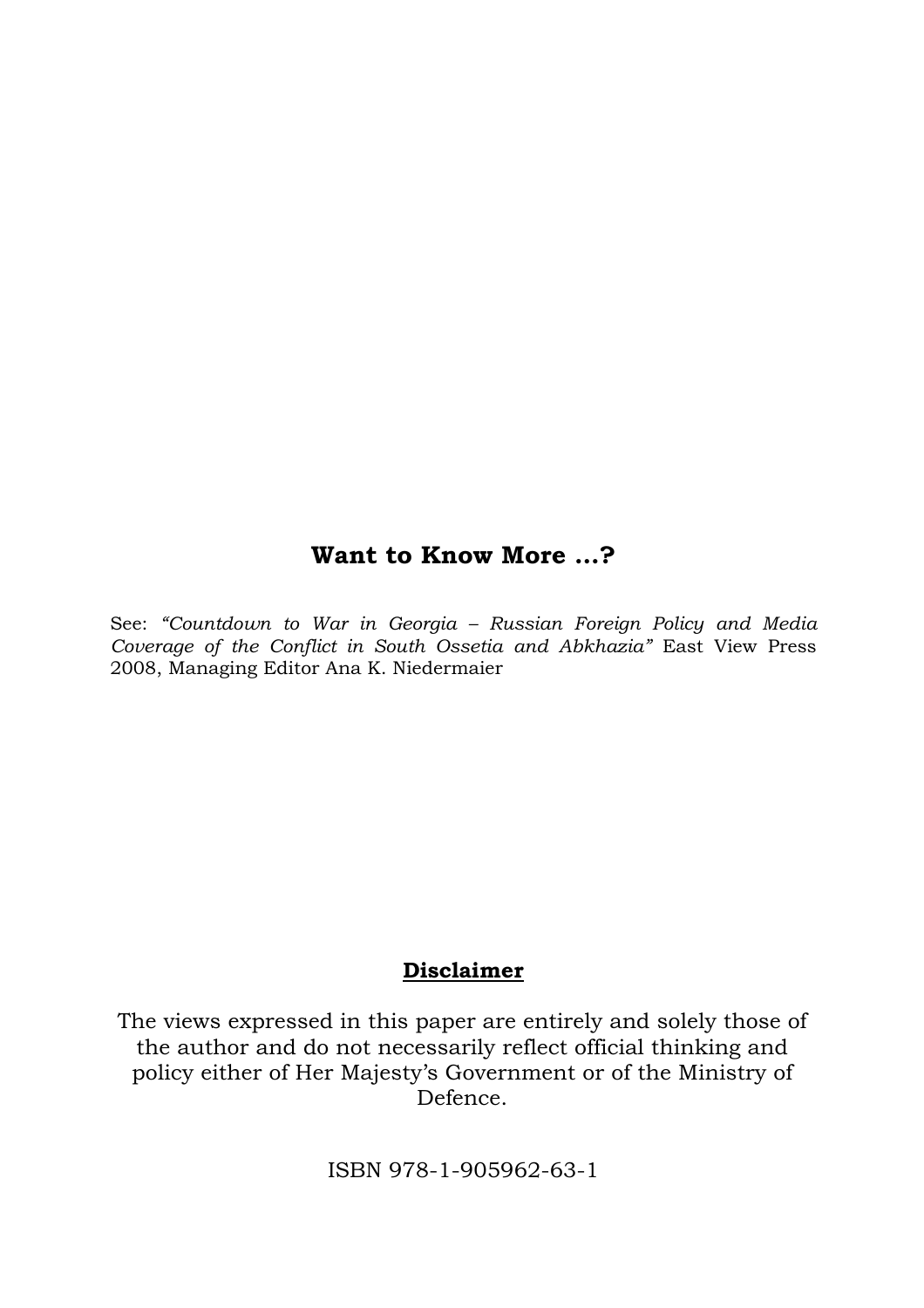## Want to Know More ...?

See: *"Countdown to War in Georgia – Russian Foreign Policy and Media Coverage of the Conflict in South Ossetia and Abkhazia"* East View Press 2008, Managing Editor Ana K. Niedermaier

**Disclaimer**

The views expressed in this paper are entirely and solely those of the author and do not necessarily reflect official thinking and policy either of Her Majesty's Government or of the Ministry of Defence.

ISBN 978-1-905962-63-1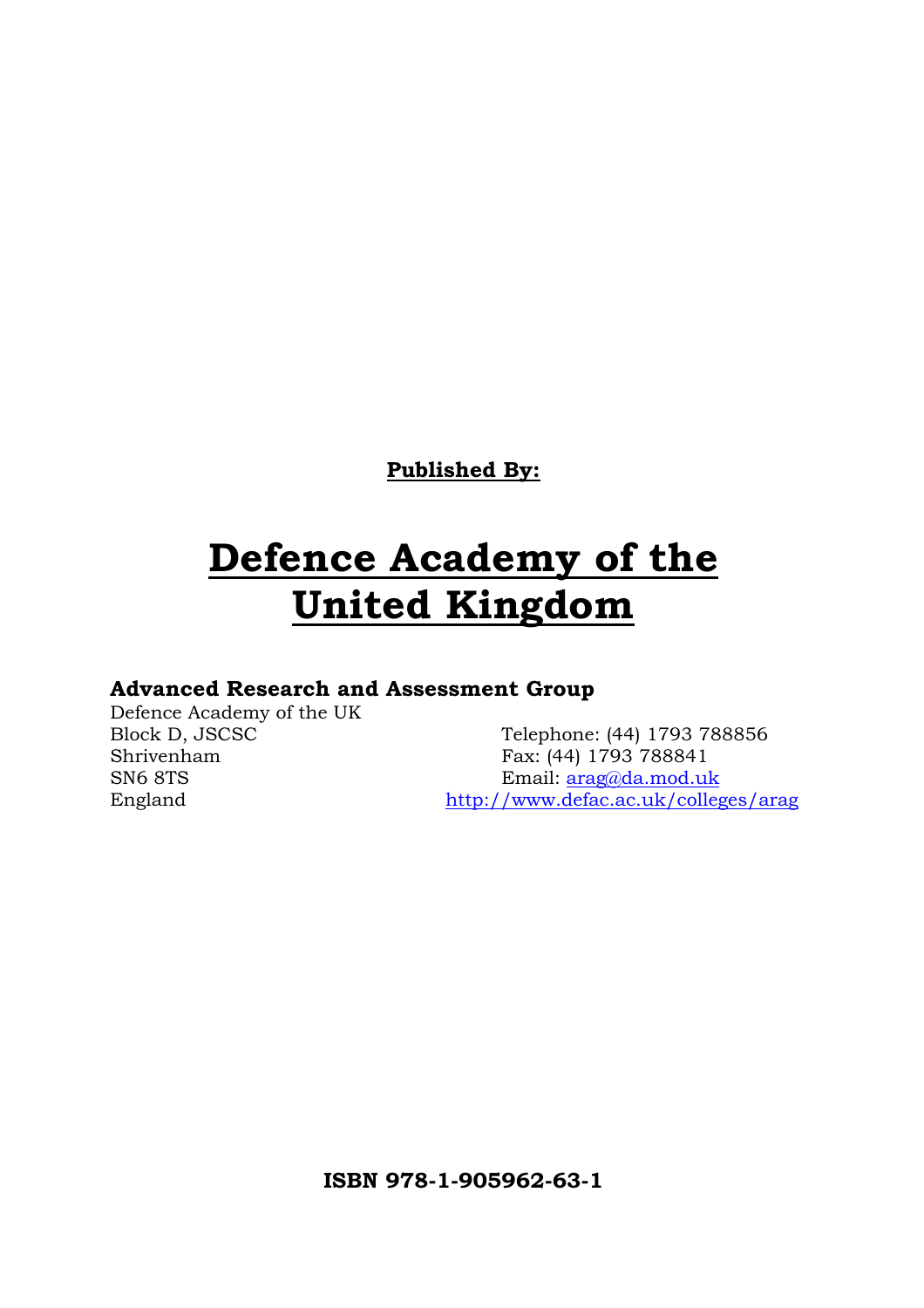**Published By:**

# Defence Academy of the United Kingdom

## Advanced Research and Assessment Group

Defence Academy of the UK
Block D, JSCSC
Shrivenham
SN6 8TS
England

Telephone: (44) 1793 788856
Fax: (44) 1793 788841
Email: arag@da.mod.uk
http://www.defac.ac.uk/colleges/arag

**ISBN 978-1-905962-63-1**